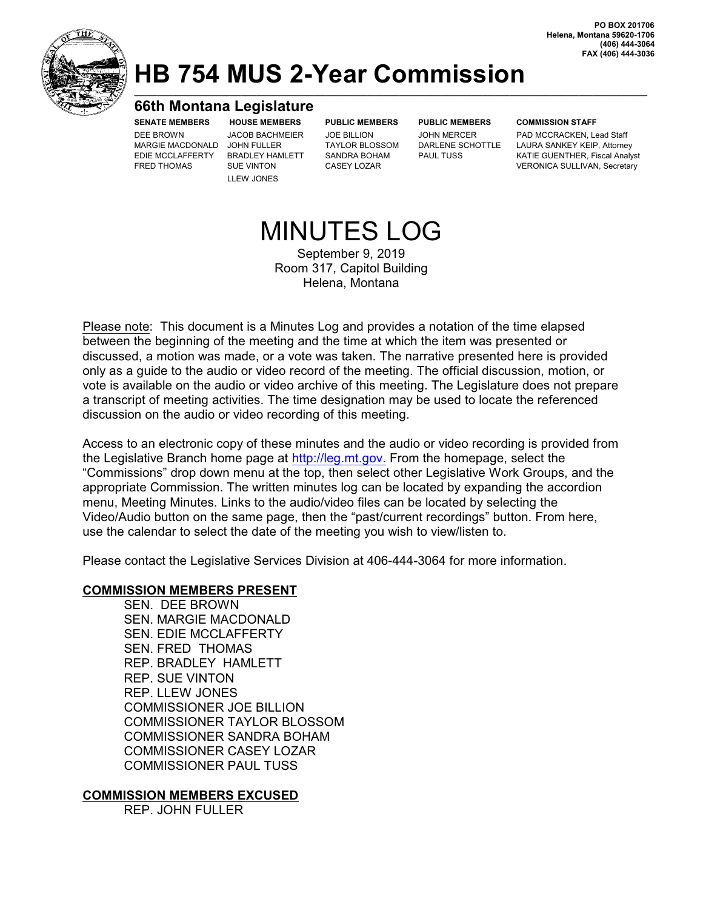PO BOX 201706
Helena, Montana 59620-1706
(406) 444-3064
FAX (406) 444-3036

# HB 754 MUS 2-Year Commission

## 66th Montana Legislature

| SENATE MEMBERS | HOUSE MEMBERS | PUBLIC MEMBERS | PUBLIC MEMBERS | COMMISSION STAFF |
|---|---|---|---|---|
| DEE BROWN | JACOB BACHMEIER | JOE BILLION | JOHN MERCER | PAD MCCRACKEN, Lead Staff |
| MARGIE MACDONALD | JOHN FULLER | TAYLOR BLOSSOM | DARLENE SCHOTTLE | LAURA SANKEY KEIP, Attorney |
| EDIE MCCLAFFERTY | BRADLEY HAMLETT | SANDRA BOHAM | PAUL TUSS | KATIE GUENTHER, Fiscal Analyst |
| FRED THOMAS | SUE VINTON | CASEY LOZAR | | VERONICA SULLIVAN, Secretary |
| | LLEW JONES | | | |

# MINUTES LOG

September 9, 2019
Room 317, Capitol Building
Helena, Montana

Please note: This document is a Minutes Log and provides a notation of the time elapsed between the beginning of the meeting and the time at which the item was presented or discussed, a motion was made, or a vote was taken. The narrative presented here is provided only as a guide to the audio or video record of the meeting. The official discussion, motion, or vote is available on the audio or video archive of this meeting. The Legislature does not prepare a transcript of meeting activities. The time designation may be used to locate the referenced discussion on the audio or video recording of this meeting.

Access to an electronic copy of these minutes and the audio or video recording is provided from the Legislative Branch home page at http://leg.mt.gov. From the homepage, select the "Commissions" drop down menu at the top, then select other Legislative Work Groups, and the appropriate Commission. The written minutes log can be located by expanding the accordion menu, Meeting Minutes. Links to the audio/video files can be located by selecting the Video/Audio button on the same page, then the "past/current recordings" button. From here, use the calendar to select the date of the meeting you wish to view/listen to.

Please contact the Legislative Services Division at 406-444-3064 for more information.

**COMMISSION MEMBERS PRESENT**

SEN. DEE BROWN
SEN. MARGIE MACDONALD
SEN. EDIE MCCLAFFERTY
SEN. FRED THOMAS
REP. BRADLEY HAMLETT
REP. SUE VINTON
REP. LLEW JONES
COMMISSIONER JOE BILLION
COMMISSIONER TAYLOR BLOSSOM
COMMISSIONER SANDRA BOHAM
COMMISSIONER CASEY LOZAR
COMMISSIONER PAUL TUSS

**COMMISSION MEMBERS EXCUSED**

REP. JOHN FULLER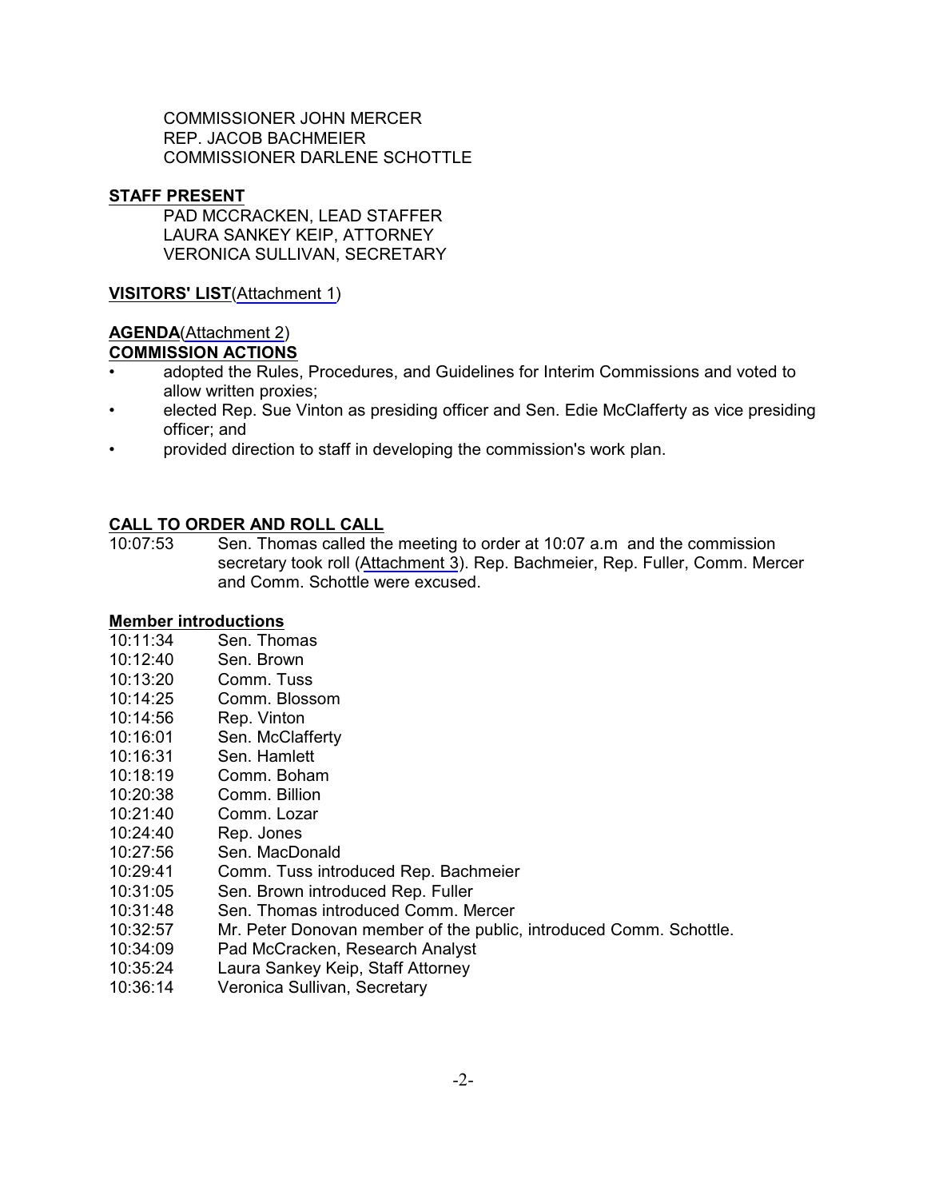COMMISSIONER JOHN MERCER
REP. JACOB BACHMEIER
COMMISSIONER DARLENE SCHOTTLE

**STAFF PRESENT**

PAD MCCRACKEN, LEAD STAFFER
LAURA SANKEY KEIP, ATTORNEY
VERONICA SULLIVAN, SECRETARY

**VISITORS' LIST**(Attachment 1)

**AGENDA**(Attachment 2)

**COMMISSION ACTIONS**

- adopted the Rules, Procedures, and Guidelines for Interim Commissions and voted to allow written proxies;
- elected Rep. Sue Vinton as presiding officer and Sen. Edie McClafferty as vice presiding officer; and
- provided direction to staff in developing the commission's work plan.

**CALL TO ORDER AND ROLL CALL**

10:07:53 Sen. Thomas called the meeting to order at 10:07 a.m and the commission secretary took roll (Attachment 3). Rep. Bachmeier, Rep. Fuller, Comm. Mercer and Comm. Schottle were excused.

**Member introductions**

10:11:34 Sen. Thomas
10:12:40 Sen. Brown
10:13:20 Comm. Tuss
10:14:25 Comm. Blossom
10:14:56 Rep. Vinton
10:16:01 Sen. McClafferty
10:16:31 Sen. Hamlett
10:18:19 Comm. Boham
10:20:38 Comm. Billion
10:21:40 Comm. Lozar
10:24:40 Rep. Jones
10:27:56 Sen. MacDonald
10:29:41 Comm. Tuss introduced Rep. Bachmeier
10:31:05 Sen. Brown introduced Rep. Fuller
10:31:48 Sen. Thomas introduced Comm. Mercer
10:32:57 Mr. Peter Donovan member of the public, introduced Comm. Schottle.
10:34:09 Pad McCracken, Research Analyst
10:35:24 Laura Sankey Keip, Staff Attorney
10:36:14 Veronica Sullivan, Secretary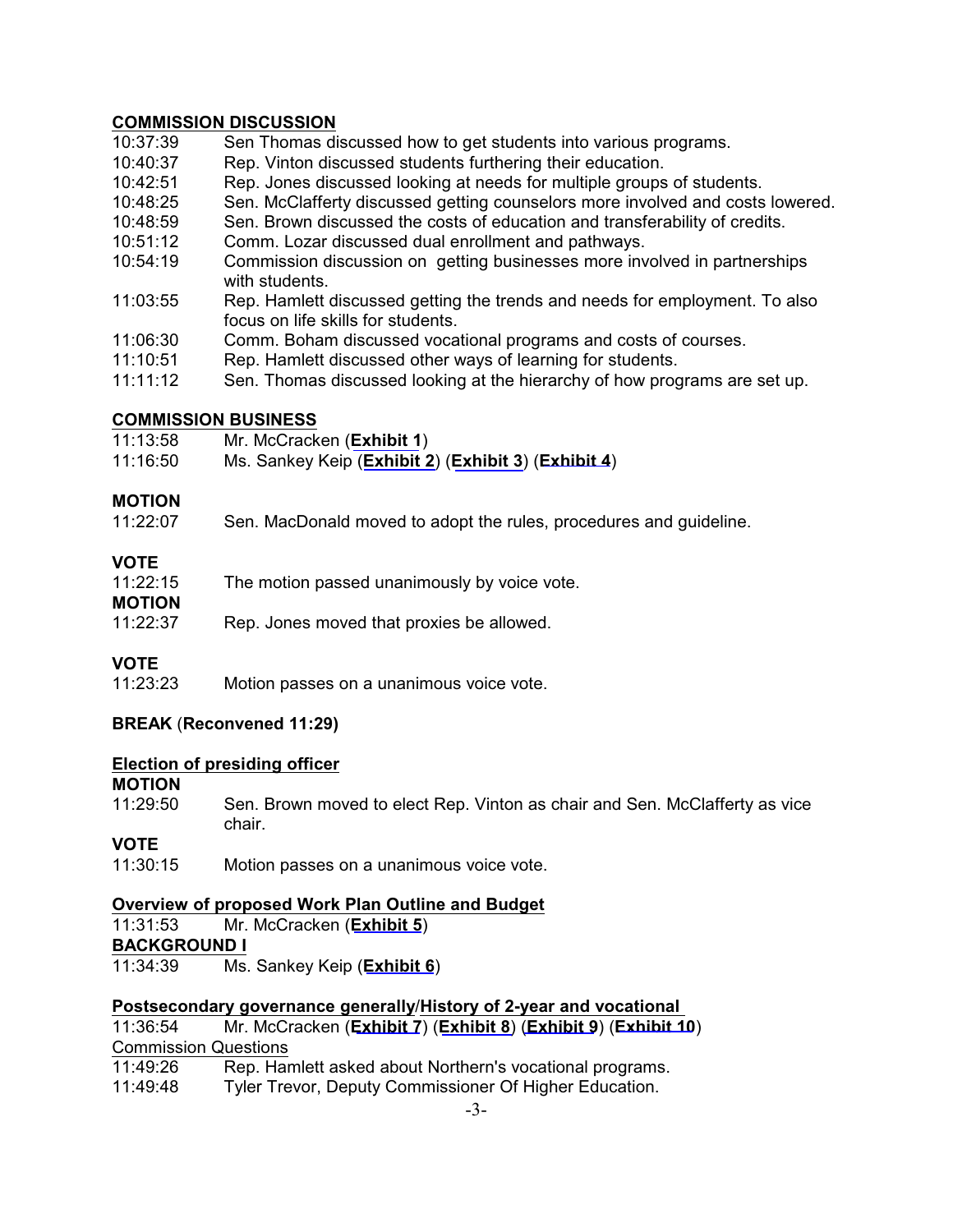**COMMISSION DISCUSSION**

10:37:39 Sen Thomas discussed how to get students into various programs.
10:40:37 Rep. Vinton discussed students furthering their education.
10:42:51 Rep. Jones discussed looking at needs for multiple groups of students.
10:48:25 Sen. McClafferty discussed getting counselors more involved and costs lowered.
10:48:59 Sen. Brown discussed the costs of education and transferability of credits.
10:51:12 Comm. Lozar discussed dual enrollment and pathways.
10:54:19 Commission discussion on getting businesses more involved in partnerships with students.
11:03:55 Rep. Hamlett discussed getting the trends and needs for employment. To also focus on life skills for students.
11:06:30 Comm. Boham discussed vocational programs and costs of courses.
11:10:51 Rep. Hamlett discussed other ways of learning for students.
11:11:12 Sen. Thomas discussed looking at the hierarchy of how programs are set up.

**COMMISSION BUSINESS**

11:13:58 Mr. McCracken (**Exhibit 1**)
11:16:50 Ms. Sankey Keip (**Exhibit 2**) (**Exhibit 3**) (**Exhibit 4**)

**MOTION**

11:22:07 Sen. MacDonald moved to adopt the rules, procedures and guideline.

**VOTE**

11:22:15 The motion passed unanimously by voice vote.

**MOTION**

11:22:37 Rep. Jones moved that proxies be allowed.

**VOTE**

11:23:23 Motion passes on a unanimous voice vote.

**BREAK** (**Reconvened 11:29)**

**Election of presiding officer**

**MOTION**

11:29:50 Sen. Brown moved to elect Rep. Vinton as chair and Sen. McClafferty as vice chair.

**VOTE**

11:30:15 Motion passes on a unanimous voice vote.

**Overview of proposed Work Plan Outline and Budget**

11:31:53 Mr. McCracken (**Exhibit 5**)

**BACKGROUND I**

11:34:39 Ms. Sankey Keip (**Exhibit 6**)

**Postsecondary governance generally/History of 2-year and vocational**

11:36:54 Mr. McCracken (**Exhibit 7**) (**Exhibit 8**) (**Exhibit 9**) (**Exhibit 10**)

Commission Questions

11:49:26 Rep. Hamlett asked about Northern's vocational programs.
11:49:48 Tyler Trevor, Deputy Commissioner Of Higher Education.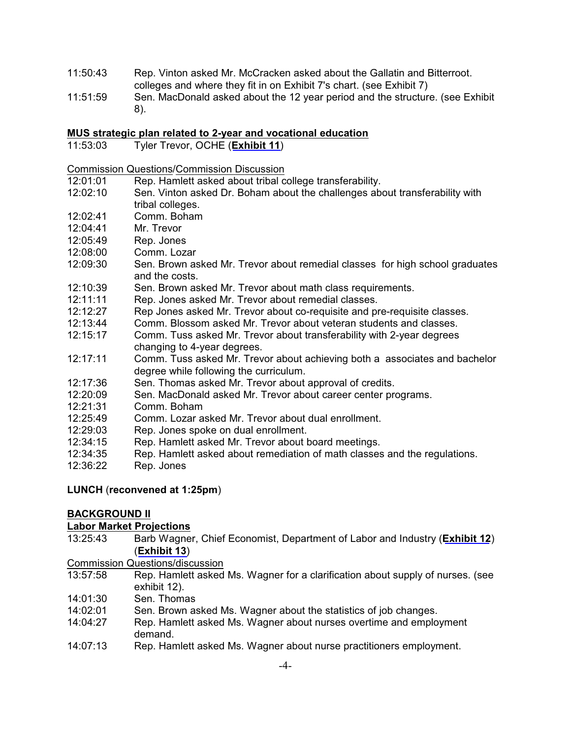11:50:43 Rep. Vinton asked Mr. McCracken asked about the Gallatin and Bitterroot. colleges and where they fit in on Exhibit 7's chart. (see Exhibit 7)

11:51:59 Sen. MacDonald asked about the 12 year period and the structure. (see Exhibit 8).

**MUS strategic plan related to 2-year and vocational education**

11:53:03 Tyler Trevor, OCHE (**Exhibit 11**)

Commission Questions/Commission Discussion

12:01:01 Rep. Hamlett asked about tribal college transferability.

12:02:10 Sen. Vinton asked Dr. Boham about the challenges about transferability with tribal colleges.

12:02:41 Comm. Boham

12:04:41 Mr. Trevor

12:05:49 Rep. Jones

12:08:00 Comm. Lozar

12:09:30 Sen. Brown asked Mr. Trevor about remedial classes for high school graduates and the costs.

12:10:39 Sen. Brown asked Mr. Trevor about math class requirements.

12:11:11 Rep. Jones asked Mr. Trevor about remedial classes.

12:12:27 Rep Jones asked Mr. Trevor about co-requisite and pre-requisite classes.

12:13:44 Comm. Blossom asked Mr. Trevor about veteran students and classes.

12:15:17 Comm. Tuss asked Mr. Trevor about transferability with 2-year degrees changing to 4-year degrees.

12:17:11 Comm. Tuss asked Mr. Trevor about achieving both a associates and bachelor degree while following the curriculum.

12:17:36 Sen. Thomas asked Mr. Trevor about approval of credits.

12:20:09 Sen. MacDonald asked Mr. Trevor about career center programs.

12:21:31 Comm. Boham

12:25:49 Comm. Lozar asked Mr. Trevor about dual enrollment.

12:29:03 Rep. Jones spoke on dual enrollment.

12:34:15 Rep. Hamlett asked Mr. Trevor about board meetings.

12:34:35 Rep. Hamlett asked about remediation of math classes and the regulations.

12:36:22 Rep. Jones

**LUNCH** (**reconvened at 1:25pm**)

**BACKGROUND II**

**Labor Market Projections**

13:25:43 Barb Wagner, Chief Economist, Department of Labor and Industry (**Exhibit 12**) (**Exhibit 13**)

Commission Questions/discussion

13:57:58 Rep. Hamlett asked Ms. Wagner for a clarification about supply of nurses. (see exhibit 12).

14:01:30 Sen. Thomas

14:02:01 Sen. Brown asked Ms. Wagner about the statistics of job changes.

14:04:27 Rep. Hamlett asked Ms. Wagner about nurses overtime and employment demand.

14:07:13 Rep. Hamlett asked Ms. Wagner about nurse practitioners employment.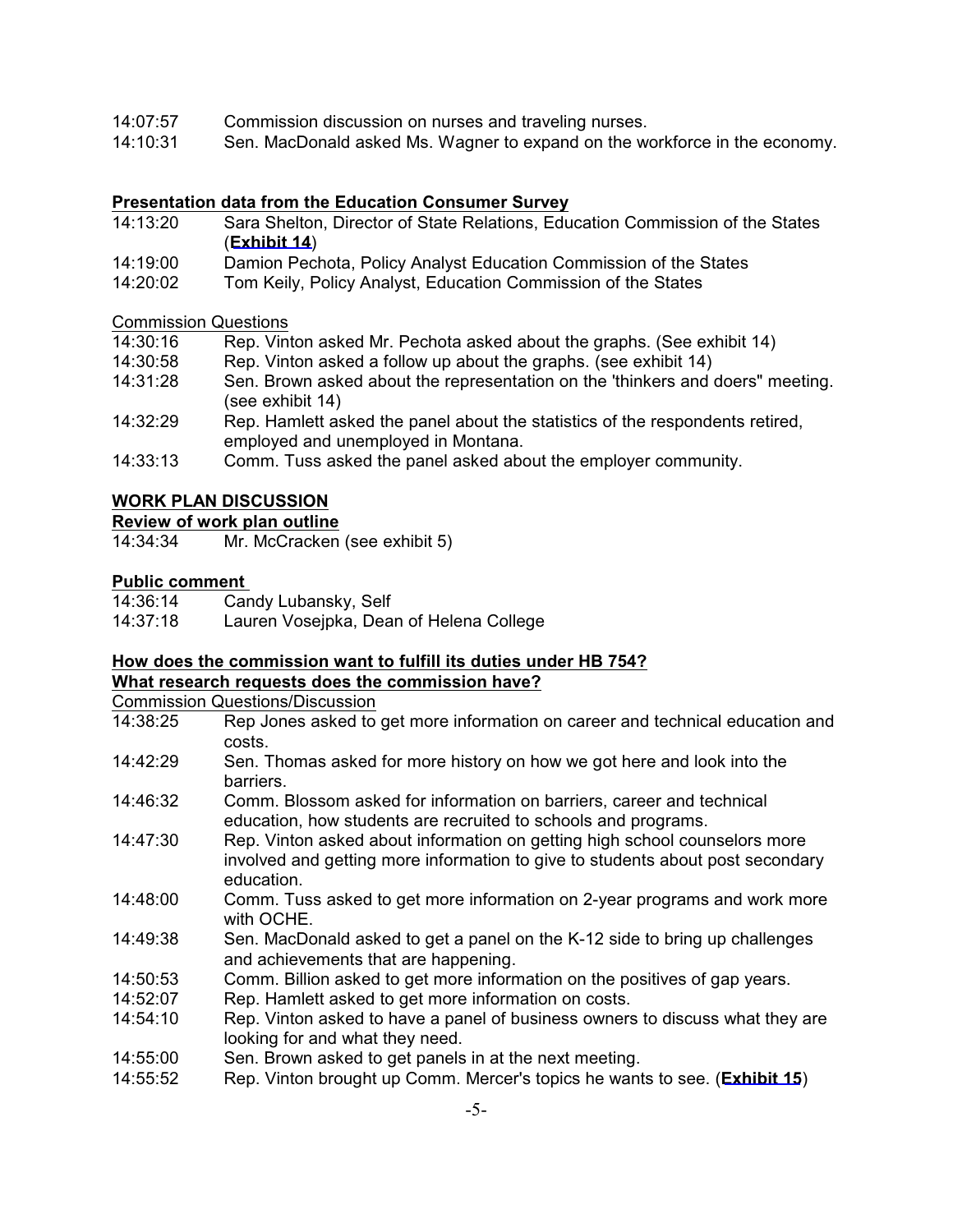14:07:57 Commission discussion on nurses and traveling nurses.
14:10:31 Sen. MacDonald asked Ms. Wagner to expand on the workforce in the economy.

**Presentation data from the Education Consumer Survey**

14:13:20 Sara Shelton, Director of State Relations, Education Commission of the States (**Exhibit 14**)
14:19:00 Damion Pechota, Policy Analyst Education Commission of the States
14:20:02 Tom Keily, Policy Analyst, Education Commission of the States

Commission Questions

14:30:16 Rep. Vinton asked Mr. Pechota asked about the graphs. (See exhibit 14)
14:30:58 Rep. Vinton asked a follow up about the graphs. (see exhibit 14)
14:31:28 Sen. Brown asked about the representation on the 'thinkers and doers" meeting. (see exhibit 14)
14:32:29 Rep. Hamlett asked the panel about the statistics of the respondents retired, employed and unemployed in Montana.
14:33:13 Comm. Tuss asked the panel asked about the employer community.

**WORK PLAN DISCUSSION**

**Review of work plan outline**

14:34:34 Mr. McCracken (see exhibit 5)

**Public comment**

14:36:14 Candy Lubansky, Self
14:37:18 Lauren Vosejpka, Dean of Helena College

**How does the commission want to fulfill its duties under HB 754?**

**What research requests does the commission have?**

Commission Questions/Discussion

14:38:25 Rep Jones asked to get more information on career and technical education and costs.
14:42:29 Sen. Thomas asked for more history on how we got here and look into the barriers.
14:46:32 Comm. Blossom asked for information on barriers, career and technical education, how students are recruited to schools and programs.
14:47:30 Rep. Vinton asked about information on getting high school counselors more involved and getting more information to give to students about post secondary education.
14:48:00 Comm. Tuss asked to get more information on 2-year programs and work more with OCHE.
14:49:38 Sen. MacDonald asked to get a panel on the K-12 side to bring up challenges and achievements that are happening.
14:50:53 Comm. Billion asked to get more information on the positives of gap years.
14:52:07 Rep. Hamlett asked to get more information on costs.
14:54:10 Rep. Vinton asked to have a panel of business owners to discuss what they are looking for and what they need.
14:55:00 Sen. Brown asked to get panels in at the next meeting.
14:55:52 Rep. Vinton brought up Comm. Mercer's topics he wants to see. (**Exhibit 15**)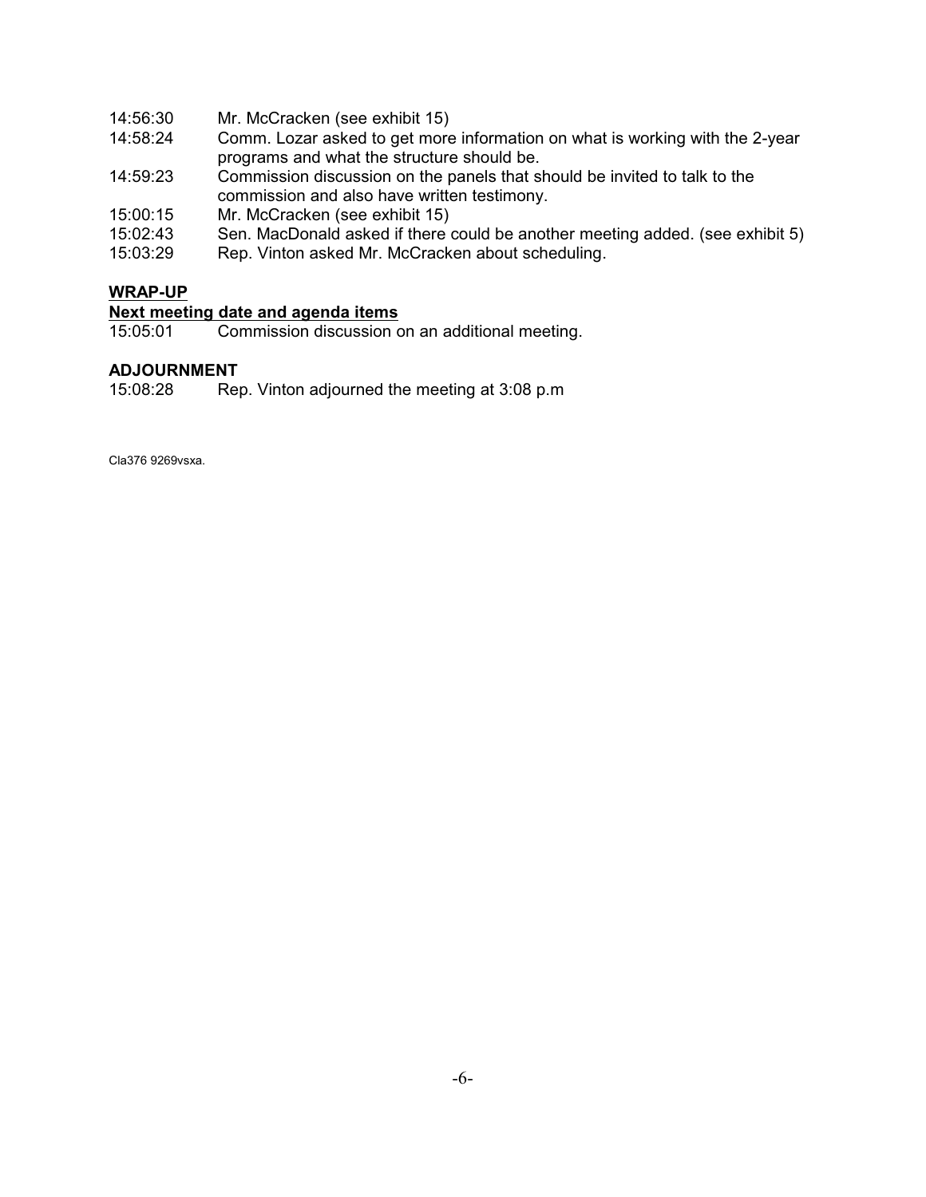14:56:30 Mr. McCracken (see exhibit 15)

14:58:24 Comm. Lozar asked to get more information on what is working with the 2-year programs and what the structure should be.

14:59:23 Commission discussion on the panels that should be invited to talk to the commission and also have written testimony.

15:00:15 Mr. McCracken (see exhibit 15)

15:02:43 Sen. MacDonald asked if there could be another meeting added. (see exhibit 5)

15:03:29 Rep. Vinton asked Mr. McCracken about scheduling.

**WRAP-UP**

**Next meeting date and agenda items**

15:05:01 Commission discussion on an additional meeting.

**ADJOURNMENT**

15:08:28 Rep. Vinton adjourned the meeting at 3:08 p.m

Cla376 9269vsxa.